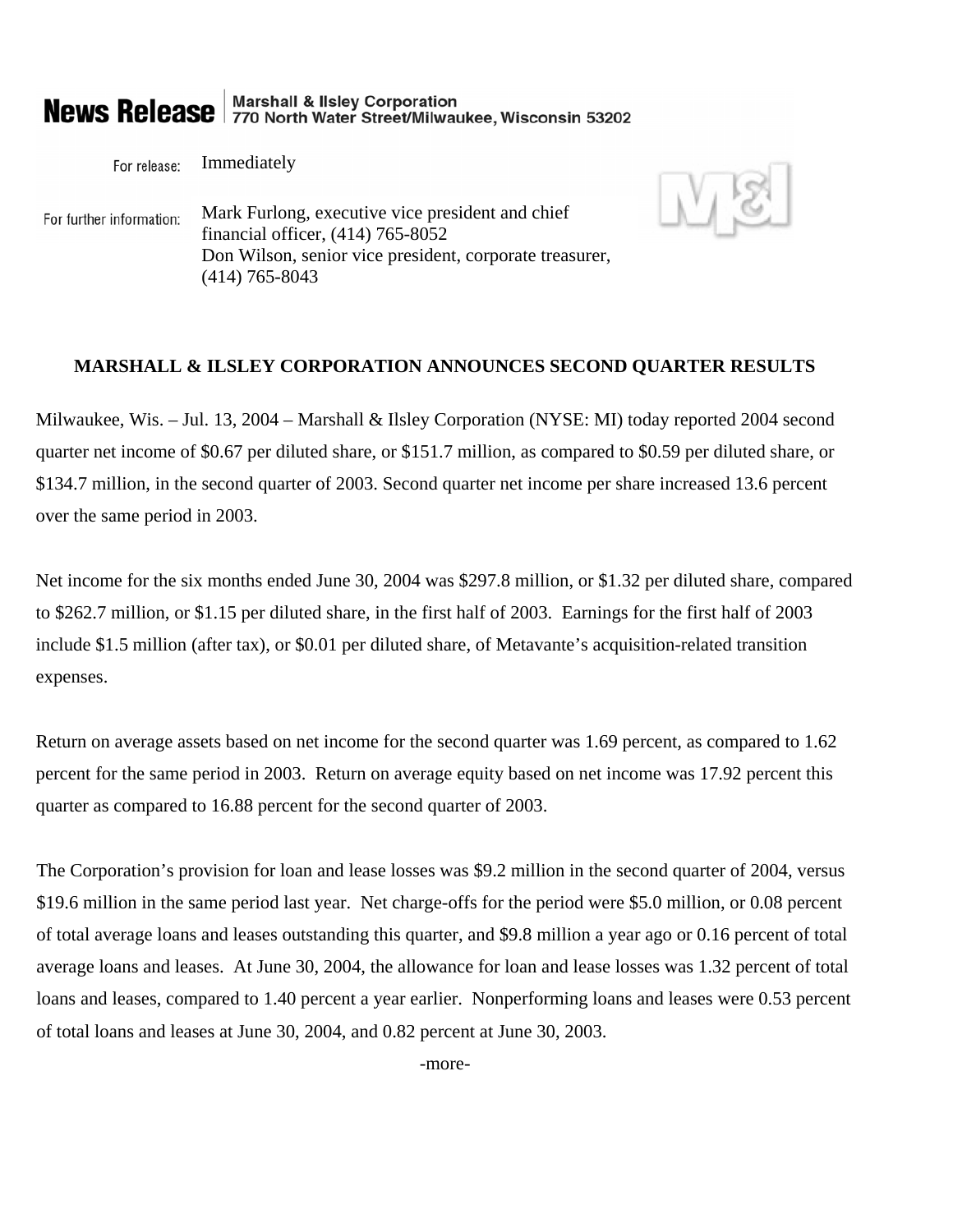**News Release** | Marshall & Ilsley Corporation
770 North Water Street/Milwaukee, Wisconsin 53202

For release: Immediately

For further information: Mark Furlong, executive vice president and chief financial officer, (414) 765-8052
Don Wilson, senior vice president, corporate treasurer, (414) 765-8043

**MARSHALL & ILSLEY CORPORATION ANNOUNCES SECOND QUARTER RESULTS**

Milwaukee, Wis. – Jul. 13, 2004 – Marshall & Ilsley Corporation (NYSE: MI) today reported 2004 second quarter net income of $0.67 per diluted share, or $151.7 million, as compared to $0.59 per diluted share, or $134.7 million, in the second quarter of 2003. Second quarter net income per share increased 13.6 percent over the same period in 2003.

Net income for the six months ended June 30, 2004 was $297.8 million, or $1.32 per diluted share, compared to $262.7 million, or $1.15 per diluted share, in the first half of 2003. Earnings for the first half of 2003 include $1.5 million (after tax), or $0.01 per diluted share, of Metavante's acquisition-related transition expenses.

Return on average assets based on net income for the second quarter was 1.69 percent, as compared to 1.62 percent for the same period in 2003. Return on average equity based on net income was 17.92 percent this quarter as compared to 16.88 percent for the second quarter of 2003.

The Corporation's provision for loan and lease losses was $9.2 million in the second quarter of 2004, versus $19.6 million in the same period last year. Net charge-offs for the period were $5.0 million, or 0.08 percent of total average loans and leases outstanding this quarter, and $9.8 million a year ago or 0.16 percent of total average loans and leases. At June 30, 2004, the allowance for loan and lease losses was 1.32 percent of total loans and leases, compared to 1.40 percent a year earlier. Nonperforming loans and leases were 0.53 percent of total loans and leases at June 30, 2004, and 0.82 percent at June 30, 2003.

-more-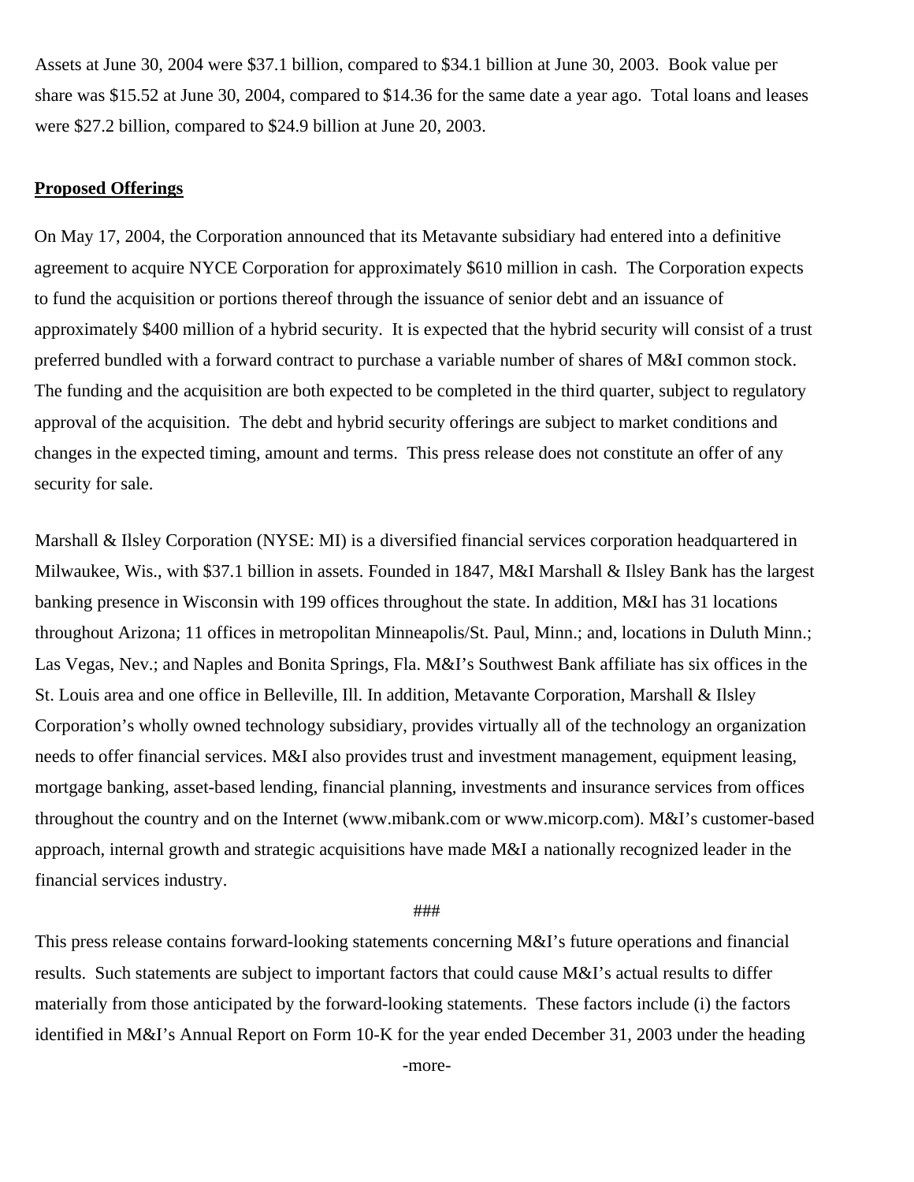Assets at June 30, 2004 were $37.1 billion, compared to $34.1 billion at June 30, 2003. Book value per share was $15.52 at June 30, 2004, compared to $14.36 for the same date a year ago. Total loans and leases were $27.2 billion, compared to $24.9 billion at June 20, 2003.

**Proposed Offerings**

On May 17, 2004, the Corporation announced that its Metavante subsidiary had entered into a definitive agreement to acquire NYCE Corporation for approximately $610 million in cash. The Corporation expects to fund the acquisition or portions thereof through the issuance of senior debt and an issuance of approximately $400 million of a hybrid security. It is expected that the hybrid security will consist of a trust preferred bundled with a forward contract to purchase a variable number of shares of M&I common stock. The funding and the acquisition are both expected to be completed in the third quarter, subject to regulatory approval of the acquisition. The debt and hybrid security offerings are subject to market conditions and changes in the expected timing, amount and terms. This press release does not constitute an offer of any security for sale.

Marshall & Ilsley Corporation (NYSE: MI) is a diversified financial services corporation headquartered in Milwaukee, Wis., with $37.1 billion in assets. Founded in 1847, M&I Marshall & Ilsley Bank has the largest banking presence in Wisconsin with 199 offices throughout the state. In addition, M&I has 31 locations throughout Arizona; 11 offices in metropolitan Minneapolis/St. Paul, Minn.; and, locations in Duluth Minn.; Las Vegas, Nev.; and Naples and Bonita Springs, Fla. M&I's Southwest Bank affiliate has six offices in the St. Louis area and one office in Belleville, Ill. In addition, Metavante Corporation, Marshall & Ilsley Corporation's wholly owned technology subsidiary, provides virtually all of the technology an organization needs to offer financial services. M&I also provides trust and investment management, equipment leasing, mortgage banking, asset-based lending, financial planning, investments and insurance services from offices throughout the country and on the Internet (www.mibank.com or www.micorp.com). M&I's customer-based approach, internal growth and strategic acquisitions have made M&I a nationally recognized leader in the financial services industry.

###

This press release contains forward-looking statements concerning M&I's future operations and financial results. Such statements are subject to important factors that could cause M&I's actual results to differ materially from those anticipated by the forward-looking statements. These factors include (i) the factors identified in M&I's Annual Report on Form 10-K for the year ended December 31, 2003 under the heading

-more-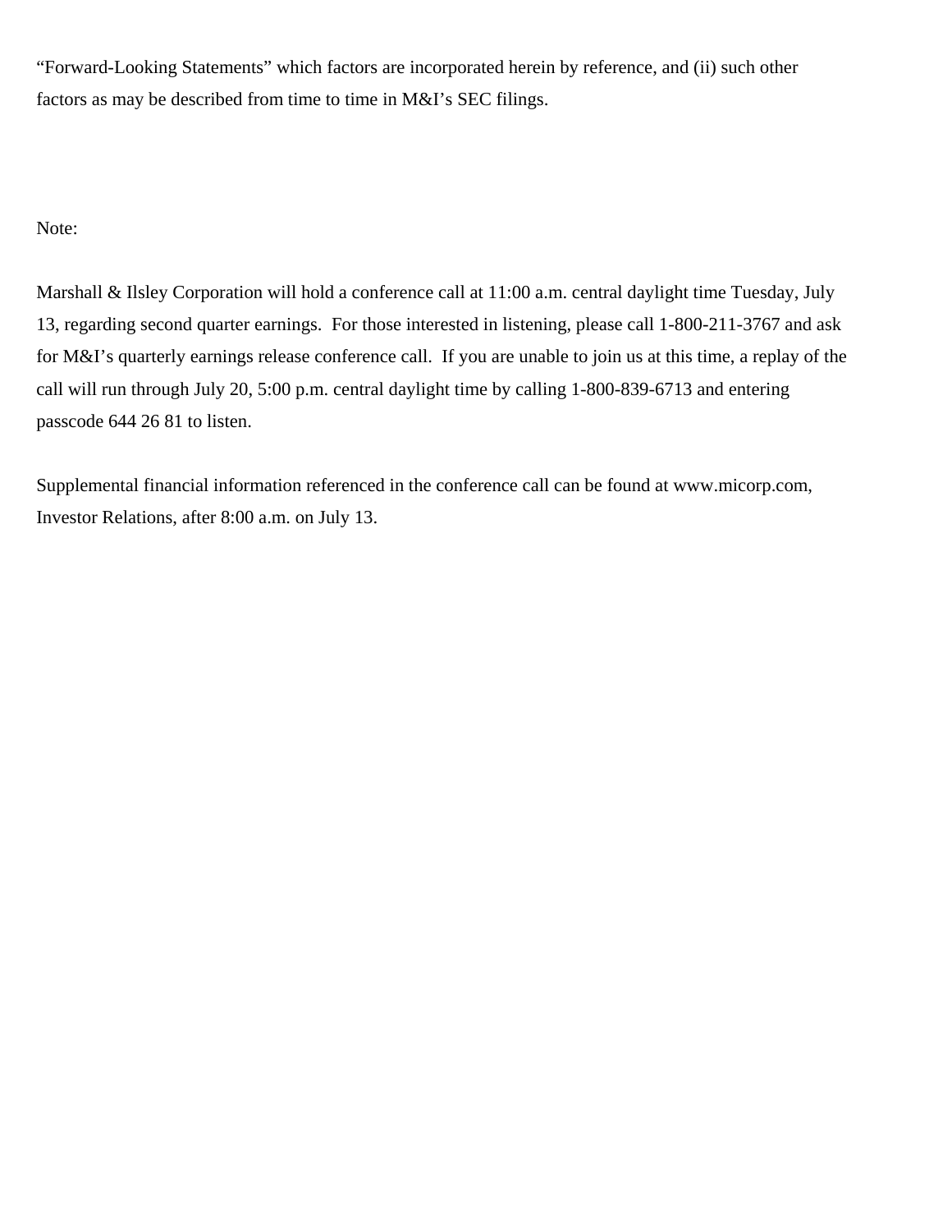"Forward-Looking Statements" which factors are incorporated herein by reference, and (ii) such other factors as may be described from time to time in M&I's SEC filings.

Note:

Marshall & Ilsley Corporation will hold a conference call at 11:00 a.m. central daylight time Tuesday, July 13, regarding second quarter earnings. For those interested in listening, please call 1-800-211-3767 and ask for M&I's quarterly earnings release conference call. If you are unable to join us at this time, a replay of the call will run through July 20, 5:00 p.m. central daylight time by calling 1-800-839-6713 and entering passcode 644 26 81 to listen.

Supplemental financial information referenced in the conference call can be found at www.micorp.com, Investor Relations, after 8:00 a.m. on July 13.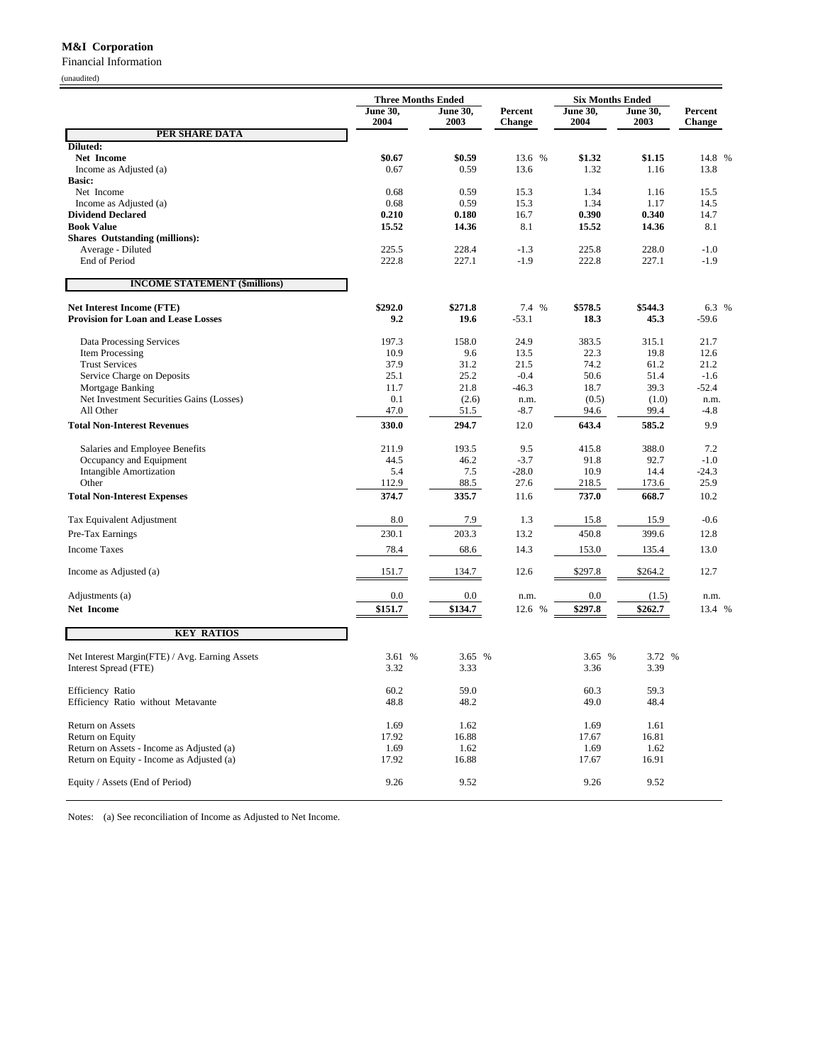**M&I Corporation**

Financial Information

(unaudited)

| | Three Months Ended | | | Six Months Ended | | |
|---|---|---|---|---|---|---|
| | June 30, 2004 | June 30, 2003 | Percent Change | June 30, 2004 | June 30, 2003 | Percent Change |
| **PER SHARE DATA** | | | | | | |
| **Diluted:** | | | | | | |
| **Net Income** | **$0.67** | **$0.59** | 13.6 % | **$1.32** | **$1.15** | 14.8 % |
| Income as Adjusted (a) | 0.67 | 0.59 | 13.6 | 1.32 | 1.16 | 13.8 |
| **Basic:** | | | | | | |
| Net Income | 0.68 | 0.59 | 15.3 | 1.34 | 1.16 | 15.5 |
| Income as Adjusted (a) | 0.68 | 0.59 | 15.3 | 1.34 | 1.17 | 14.5 |
| **Dividend Declared** | **0.210** | **0.180** | 16.7 | **0.390** | **0.340** | 14.7 |
| **Book Value** | **15.52** | **14.36** | 8.1 | **15.52** | **14.36** | 8.1 |
| **Shares Outstanding (millions):** | | | | | | |
| Average - Diluted | 225.5 | 228.4 | -1.3 | 225.8 | 228.0 | -1.0 |
| End of Period | 222.8 | 227.1 | -1.9 | 222.8 | 227.1 | -1.9 |
| **INCOME STATEMENT ($millions)** | | | | | | |
| **Net Interest Income (FTE)** | **$292.0** | **$271.8** | 7.4 % | **$578.5** | **$544.3** | 6.3 % |
| **Provision for Loan and Lease Losses** | **9.2** | **19.6** | -53.1 | **18.3** | **45.3** | -59.6 |
| Data Processing Services | 197.3 | 158.0 | 24.9 | 383.5 | 315.1 | 21.7 |
| Item Processing | 10.9 | 9.6 | 13.5 | 22.3 | 19.8 | 12.6 |
| Trust Services | 37.9 | 31.2 | 21.5 | 74.2 | 61.2 | 21.2 |
| Service Charge on Deposits | 25.1 | 25.2 | -0.4 | 50.6 | 51.4 | -1.6 |
| Mortgage Banking | 11.7 | 21.8 | -46.3 | 18.7 | 39.3 | -52.4 |
| Net Investment Securities Gains (Losses) | 0.1 | (2.6) | n.m. | (0.5) | (1.0) | n.m. |
| All Other | 47.0 | 51.5 | -8.7 | 94.6 | 99.4 | -4.8 |
| **Total Non-Interest Revenues** | **330.0** | **294.7** | 12.0 | **643.4** | **585.2** | 9.9 |
| Salaries and Employee Benefits | 211.9 | 193.5 | 9.5 | 415.8 | 388.0 | 7.2 |
| Occupancy and Equipment | 44.5 | 46.2 | -3.7 | 91.8 | 92.7 | -1.0 |
| Intangible Amortization | 5.4 | 7.5 | -28.0 | 10.9 | 14.4 | -24.3 |
| Other | 112.9 | 88.5 | 27.6 | 218.5 | 173.6 | 25.9 |
| **Total Non-Interest Expenses** | **374.7** | **335.7** | 11.6 | **737.0** | **668.7** | 10.2 |
| Tax Equivalent Adjustment | 8.0 | 7.9 | 1.3 | 15.8 | 15.9 | -0.6 |
| Pre-Tax Earnings | 230.1 | 203.3 | 13.2 | 450.8 | 399.6 | 12.8 |
| Income Taxes | 78.4 | 68.6 | 14.3 | 153.0 | 135.4 | 13.0 |
| Income as Adjusted (a) | 151.7 | 134.7 | 12.6 | $297.8 | $264.2 | 12.7 |
| Adjustments (a) | 0.0 | 0.0 | n.m. | 0.0 | (1.5) | n.m. |
| **Net Income** | **$151.7** | **$134.7** | 12.6 % | **$297.8** | **$262.7** | 13.4 % |
| **KEY RATIOS** | | | | | | |
| Net Interest Margin(FTE) / Avg. Earning Assets | 3.61 % | 3.65 % | | 3.65 % | 3.72 % | |
| Interest Spread (FTE) | 3.32 | 3.33 | | 3.36 | 3.39 | |
| Efficiency Ratio | 60.2 | 59.0 | | 60.3 | 59.3 | |
| Efficiency Ratio without Metavante | 48.8 | 48.2 | | 49.0 | 48.4 | |
| Return on Assets | 1.69 | 1.62 | | 1.69 | 1.61 | |
| Return on Equity | 17.92 | 16.88 | | 17.67 | 16.81 | |
| Return on Assets - Income as Adjusted (a) | 1.69 | 1.62 | | 1.69 | 1.62 | |
| Return on Equity - Income as Adjusted (a) | 17.92 | 16.88 | | 17.67 | 16.91 | |
| Equity / Assets (End of Period) | 9.26 | 9.52 | | 9.26 | 9.52 | |

Notes: (a) See reconciliation of Income as Adjusted to Net Income.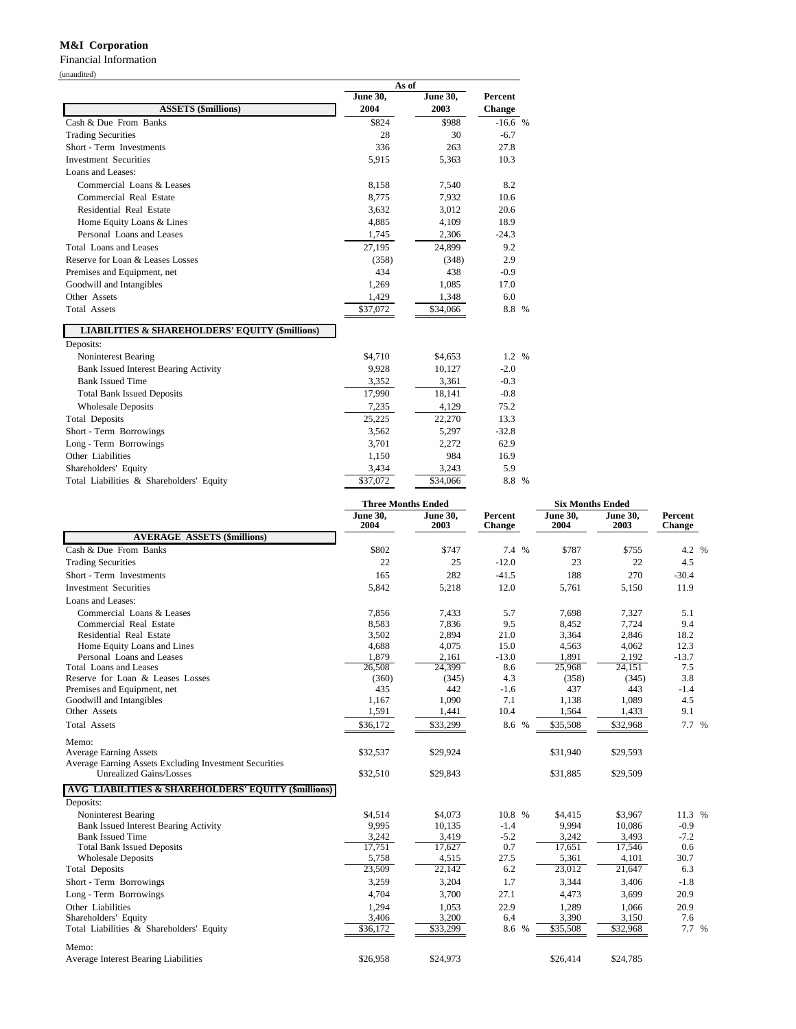**M&I Corporation**

Financial Information

(unaudited)

| ASSETS ($millions) | As of June 30, 2004 | As of June 30, 2003 | Percent Change |
|---|---|---|---|
| Cash & Due From Banks | $824 | $988 | -16.6 % |
| Trading Securities | 28 | 30 | -6.7 |
| Short - Term Investments | 336 | 263 | 27.8 |
| Investment Securities | 5,915 | 5,363 | 10.3 |
| Loans and Leases: | | | |
| Commercial Loans & Leases | 8,158 | 7,540 | 8.2 |
| Commercial Real Estate | 8,775 | 7,932 | 10.6 |
| Residential Real Estate | 3,632 | 3,012 | 20.6 |
| Home Equity Loans & Lines | 4,885 | 4,109 | 18.9 |
| Personal Loans and Leases | 1,745 | 2,306 | -24.3 |
| Total Loans and Leases | 27,195 | 24,899 | 9.2 |
| Reserve for Loan & Leases Losses | (358) | (348) | 2.9 |
| Premises and Equipment, net | 434 | 438 | -0.9 |
| Goodwill and Intangibles | 1,269 | 1,085 | 17.0 |
| Other Assets | 1,429 | 1,348 | 6.0 |
| Total Assets | $37,072 | $34,066 | 8.8 % |
| **LIABILITIES & SHAREHOLDERS' EQUITY ($millions)** | | | |
| Deposits: | | | |
| Noninterest Bearing | $4,710 | $4,653 | 1.2 % |
| Bank Issued Interest Bearing Activity | 9,928 | 10,127 | -2.0 |
| Bank Issued Time | 3,352 | 3,361 | -0.3 |
| Total Bank Issued Deposits | 17,990 | 18,141 | -0.8 |
| Wholesale Deposits | 7,235 | 4,129 | 75.2 |
| Total Deposits | 25,225 | 22,270 | 13.3 |
| Short - Term Borrowings | 3,562 | 5,297 | -32.8 |
| Long - Term Borrowings | 3,701 | 2,272 | 62.9 |
| Other Liabilities | 1,150 | 984 | 16.9 |
| Shareholders' Equity | 3,434 | 3,243 | 5.9 |
| Total Liabilities & Shareholders' Equity | $37,072 | $34,066 | 8.8 % |

| | Three Months Ended | | | Six Months Ended | | |
|---|---|---|---|---|---|---|
| **AVERAGE ASSETS ($millions)** | June 30, 2004 | June 30, 2003 | Percent Change | June 30, 2004 | June 30, 2003 | Percent Change |
| Cash & Due From Banks | $802 | $747 | 7.4 % | $787 | $755 | 4.2 % |
| Trading Securities | 22 | 25 | -12.0 | 23 | 22 | 4.5 |
| Short - Term Investments | 165 | 282 | -41.5 | 188 | 270 | -30.4 |
| Investment Securities | 5,842 | 5,218 | 12.0 | 5,761 | 5,150 | 11.9 |
| Loans and Leases: | | | | | | |
| Commercial Loans & Leases | 7,856 | 7,433 | 5.7 | 7,698 | 7,327 | 5.1 |
| Commercial Real Estate | 8,583 | 7,836 | 9.5 | 8,452 | 7,724 | 9.4 |
| Residential Real Estate | 3,502 | 2,894 | 21.0 | 3,364 | 2,846 | 18.2 |
| Home Equity Loans and Lines | 4,688 | 4,075 | 15.0 | 4,563 | 4,062 | 12.3 |
| Personal Loans and Leases | 1,879 | 2,161 | -13.0 | 1,891 | 2,192 | -13.7 |
| Total Loans and Leases | 26,508 | 24,399 | 8.6 | 25,968 | 24,151 | 7.5 |
| Reserve for Loan & Leases Losses | (360) | (345) | 4.3 | (358) | (345) | 3.8 |
| Premises and Equipment, net | 435 | 442 | -1.6 | 437 | 443 | -1.4 |
| Goodwill and Intangibles | 1,167 | 1,090 | 7.1 | 1,138 | 1,089 | 4.5 |
| Other Assets | 1,591 | 1,441 | 10.4 | 1,564 | 1,433 | 9.1 |
| Total Assets | $36,172 | $33,299 | 8.6 % | $35,508 | $32,968 | 7.7 % |
| Memo: | | | | | | |
| Average Earning Assets | $32,537 | $29,924 | | $31,940 | $29,593 | |
| Average Earning Assets Excluding Investment Securities Unrealized Gains/Losses | $32,510 | $29,843 | | $31,885 | $29,509 | |
| **AVG LIABILITIES & SHAREHOLDERS' EQUITY ($millions)** | | | | | | |
| Deposits: | | | | | | |
| Noninterest Bearing | $4,514 | $4,073 | 10.8 % | $4,415 | $3,967 | 11.3 % |
| Bank Issued Interest Bearing Activity | 9,995 | 10,135 | -1.4 | 9,994 | 10,086 | -0.9 |
| Bank Issued Time | 3,242 | 3,419 | -5.2 | 3,242 | 3,493 | -7.2 |
| Total Bank Issued Deposits | 17,751 | 17,627 | 0.7 | 17,651 | 17,546 | 0.6 |
| Wholesale Deposits | 5,758 | 4,515 | 27.5 | 5,361 | 4,101 | 30.7 |
| Total Deposits | 23,509 | 22,142 | 6.2 | 23,012 | 21,647 | 6.3 |
| Short - Term Borrowings | 3,259 | 3,204 | 1.7 | 3,344 | 3,406 | -1.8 |
| Long - Term Borrowings | 4,704 | 3,700 | 27.1 | 4,473 | 3,699 | 20.9 |
| Other Liabilities | 1,294 | 1,053 | 22.9 | 1,289 | 1,066 | 20.9 |
| Shareholders' Equity | 3,406 | 3,200 | 6.4 | 3,390 | 3,150 | 7.6 |
| Total Liabilities & Shareholders' Equity | $36,172 | $33,299 | 8.6 % | $35,508 | $32,968 | 7.7 % |
| Memo: | | | | | | |
| Average Interest Bearing Liabilities | $26,958 | $24,973 | | $26,414 | $24,785 | |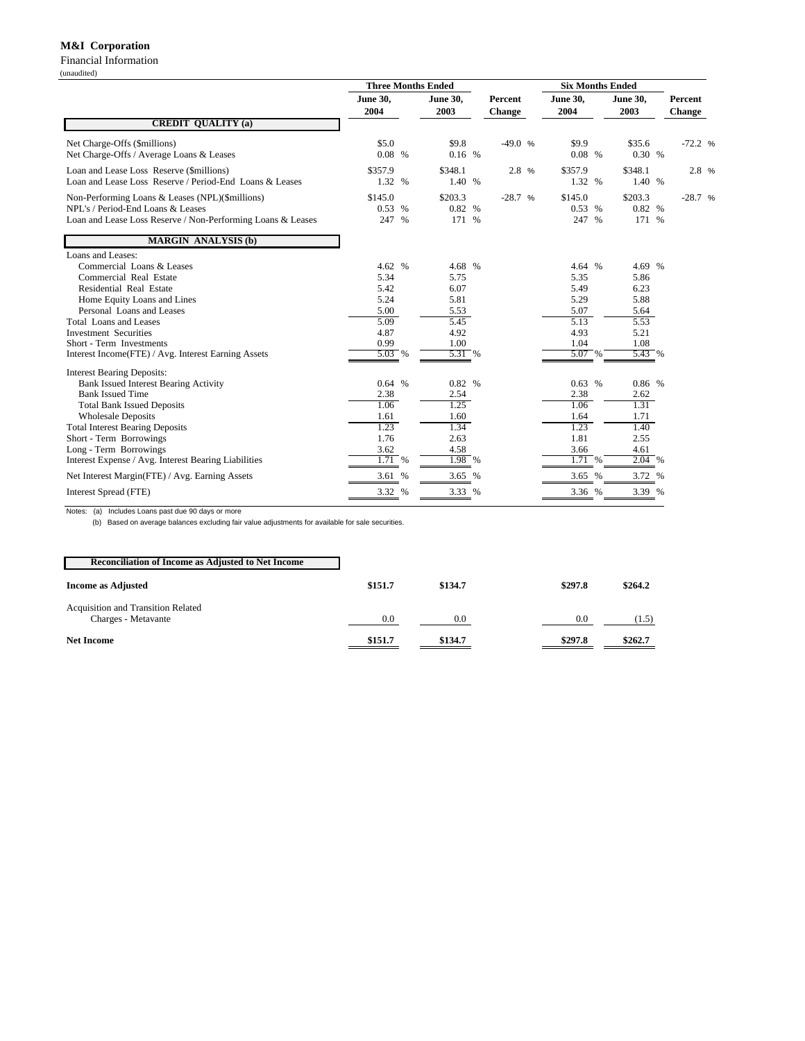**M&I Corporation**

Financial Information

(unaudited)

| | Three Months Ended | | | Six Months Ended | | |
|---|---|---|---|---|---|---|
| | June 30, 2004 | June 30, 2003 | Percent Change | June 30, 2004 | June 30, 2003 | Percent Change |
| **CREDIT QUALITY (a)** | | | | | | |
| Net Charge-Offs ($millions) | $5.0 | $9.8 | -49.0 % | $9.9 | $35.6 | -72.2 % |
| Net Charge-Offs / Average Loans & Leases | 0.08 % | 0.16 % | | 0.08 % | 0.30 % | |
| Loan and Lease Loss Reserve ($millions) | $357.9 | $348.1 | 2.8 % | $357.9 | $348.1 | 2.8 % |
| Loan and Lease Loss Reserve / Period-End Loans & Leases | 1.32 % | 1.40 % | | 1.32 % | 1.40 % | |
| Non-Performing Loans & Leases (NPL)($millions) | $145.0 | $203.3 | -28.7 % | $145.0 | $203.3 | -28.7 % |
| NPL's / Period-End Loans & Leases | 0.53 % | 0.82 % | | 0.53 % | 0.82 % | |
| Loan and Lease Loss Reserve / Non-Performing Loans & Leases | 247 % | 171 % | | 247 % | 171 % | |
| **MARGIN ANALYSIS (b)** | | | | | | |
| Loans and Leases: | | | | | | |
| Commercial Loans & Leases | 4.62 % | 4.68 % | | 4.64 % | 4.69 % | |
| Commercial Real Estate | 5.34 | 5.75 | | 5.35 | 5.86 | |
| Residential Real Estate | 5.42 | 6.07 | | 5.49 | 6.23 | |
| Home Equity Loans and Lines | 5.24 | 5.81 | | 5.29 | 5.88 | |
| Personal Loans and Leases | 5.00 | 5.53 | | 5.07 | 5.64 | |
| Total Loans and Leases | 5.09 | 5.45 | | 5.13 | 5.53 | |
| Investment Securities | 4.87 | 4.92 | | 4.93 | 5.21 | |
| Short - Term Investments | 0.99 | 1.00 | | 1.04 | 1.08 | |
| Interest Income(FTE) / Avg. Interest Earning Assets | 5.03 % | 5.31 % | | 5.07 % | 5.43 % | |
| Interest Bearing Deposits: | | | | | | |
| Bank Issued Interest Bearing Activity | 0.64 % | 0.82 % | | 0.63 % | 0.86 % | |
| Bank Issued Time | 2.38 | 2.54 | | 2.38 | 2.62 | |
| Total Bank Issued Deposits | 1.06 | 1.25 | | 1.06 | 1.31 | |
| Wholesale Deposits | 1.61 | 1.60 | | 1.64 | 1.71 | |
| Total Interest Bearing Deposits | 1.23 | 1.34 | | 1.23 | 1.40 | |
| Short - Term Borrowings | 1.76 | 2.63 | | 1.81 | 2.55 | |
| Long - Term Borrowings | 3.62 | 4.58 | | 3.66 | 4.61 | |
| Interest Expense / Avg. Interest Bearing Liabilities | 1.71 % | 1.98 % | | 1.71 % | 2.04 % | |
| Net Interest Margin(FTE) / Avg. Earning Assets | 3.61 % | 3.65 % | | 3.65 % | 3.72 % | |
| Interest Spread (FTE) | 3.32 % | 3.33 % | | 3.36 % | 3.39 % | |

Notes: (a) Includes Loans past due 90 days or more

(b) Based on average balances excluding fair value adjustments for available for sale securities.

| **Reconciliation of Income as Adjusted to Net Income** | | | | |
|---|---|---|---|---|
| **Income as Adjusted** | **$151.7** | **$134.7** | **$297.8** | **$264.2** |
| Acquisition and Transition Related Charges - Metavante | 0.0 | 0.0 | 0.0 | (1.5) |
| **Net Income** | **$151.7** | **$134.7** | **$297.8** | **$262.7** |